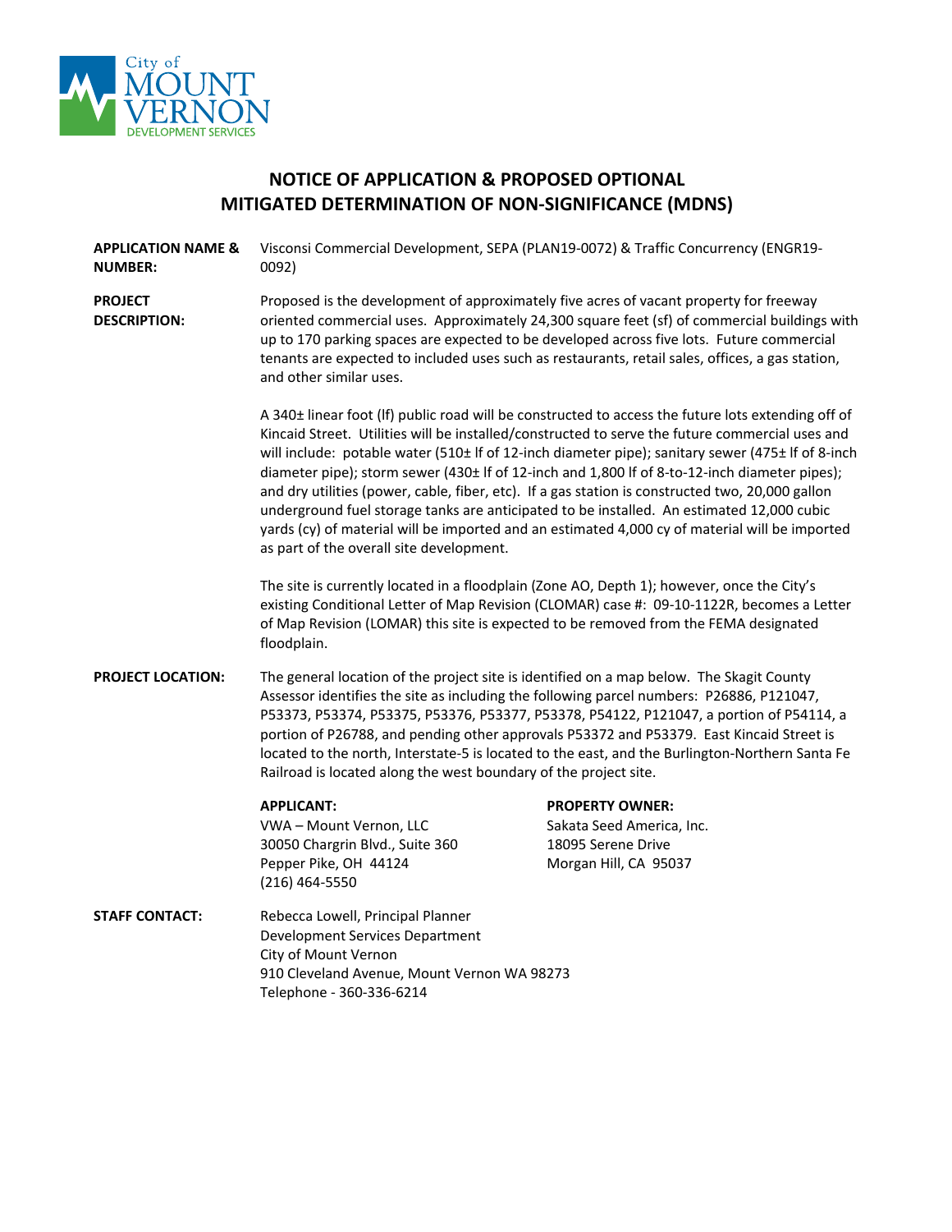City of MOUNT VERNON DEVELOPMENT SERVICES

# NOTICE OF APPLICATION & PROPOSED OPTIONAL MITIGATED DETERMINATION OF NON-SIGNIFICANCE (MDNS)

**APPLICATION NAME & NUMBER:** Visconsi Commercial Development, SEPA (PLAN19-0072) & Traffic Concurrency (ENGR19-0092)

**PROJECT DESCRIPTION:** Proposed is the development of approximately five acres of vacant property for freeway oriented commercial uses. Approximately 24,300 square feet (sf) of commercial buildings with up to 170 parking spaces are expected to be developed across five lots. Future commercial tenants are expected to included uses such as restaurants, retail sales, offices, a gas station, and other similar uses.

A 340± linear foot (lf) public road will be constructed to access the future lots extending off of Kincaid Street. Utilities will be installed/constructed to serve the future commercial uses and will include: potable water (510± lf of 12-inch diameter pipe); sanitary sewer (475± lf of 8-inch diameter pipe); storm sewer (430± lf of 12-inch and 1,800 lf of 8-to-12-inch diameter pipes); and dry utilities (power, cable, fiber, etc). If a gas station is constructed two, 20,000 gallon underground fuel storage tanks are anticipated to be installed. An estimated 12,000 cubic yards (cy) of material will be imported and an estimated 4,000 cy of material will be imported as part of the overall site development.

The site is currently located in a floodplain (Zone AO, Depth 1); however, once the City's existing Conditional Letter of Map Revision (CLOMAR) case #: 09-10-1122R, becomes a Letter of Map Revision (LOMAR) this site is expected to be removed from the FEMA designated floodplain.

**PROJECT LOCATION:** The general location of the project site is identified on a map below. The Skagit County Assessor identifies the site as including the following parcel numbers: P26886, P121047, P53373, P53374, P53375, P53376, P53377, P53378, P54122, P121047, a portion of P54114, a portion of P26788, and pending other approvals P53372 and P53379. East Kincaid Street is located to the north, Interstate-5 is located to the east, and the Burlington-Northern Santa Fe Railroad is located along the west boundary of the project site.

**APPLICANT:**
VWA – Mount Vernon, LLC
30050 Chargrin Blvd., Suite 360
Pepper Pike, OH 44124
(216) 464-5550

**PROPERTY OWNER:**
Sakata Seed America, Inc.
18095 Serene Drive
Morgan Hill, CA 95037

**STAFF CONTACT:** Rebecca Lowell, Principal Planner
Development Services Department
City of Mount Vernon
910 Cleveland Avenue, Mount Vernon WA 98273
Telephone - 360-336-6214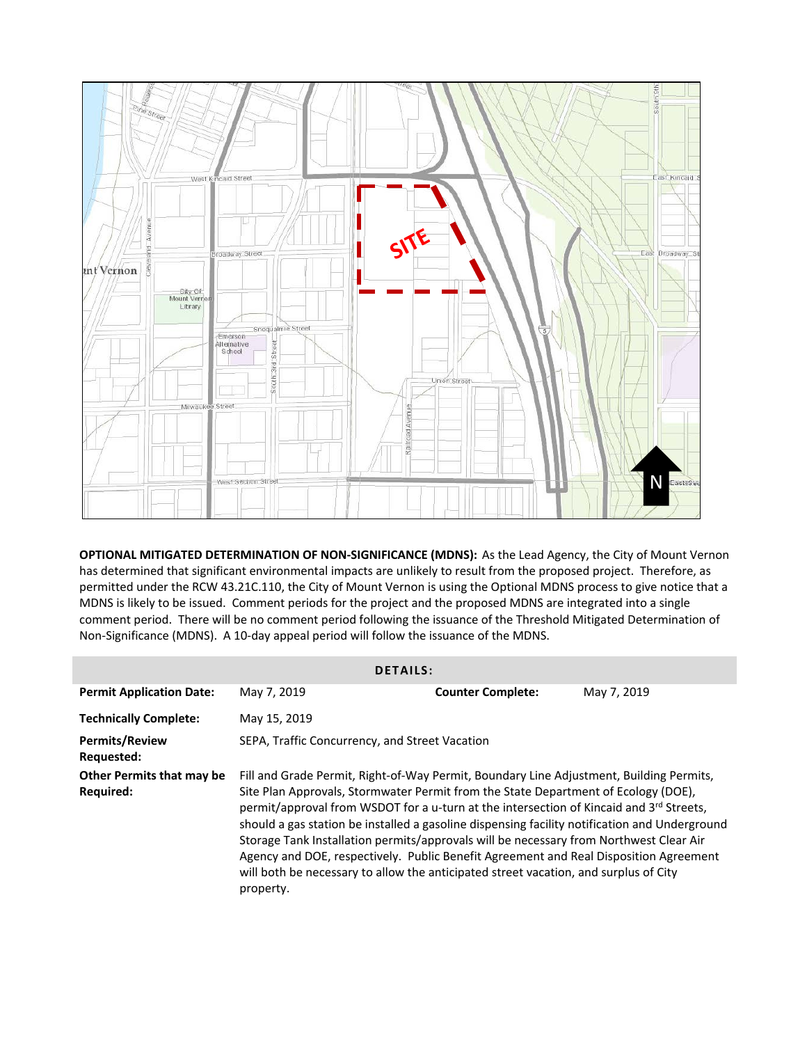**OPTIONAL MITIGATED DETERMINATION OF NON-SIGNIFICANCE (MDNS):** As the Lead Agency, the City of Mount Vernon has determined that significant environmental impacts are unlikely to result from the proposed project. Therefore, as permitted under the RCW 43.21C.110, the City of Mount Vernon is using the Optional MDNS process to give notice that a MDNS is likely to be issued. Comment periods for the project and the proposed MDNS are integrated into a single comment period. There will be no comment period following the issuance of the Threshold Mitigated Determination of Non-Significance (MDNS). A 10-day appeal period will follow the issuance of the MDNS.

| DETAILS: | | | |
|---|---|---|---|
| **Permit Application Date:** | May 7, 2019 | **Counter Complete:** | May 7, 2019 |
| **Technically Complete:** | May 15, 2019 | | |
| **Permits/Review Requested:** | SEPA, Traffic Concurrency, and Street Vacation | | |
| **Other Permits that may be Required:** | Fill and Grade Permit, Right-of-Way Permit, Boundary Line Adjustment, Building Permits, Site Plan Approvals, Stormwater Permit from the State Department of Ecology (DOE), permit/approval from WSDOT for a u-turn at the intersection of Kincaid and 3rd Streets, should a gas station be installed a gasoline dispensing facility notification and Underground Storage Tank Installation permits/approvals will be necessary from Northwest Clear Air Agency and DOE, respectively. Public Benefit Agreement and Real Disposition Agreement will both be necessary to allow the anticipated street vacation, and surplus of City property. | | |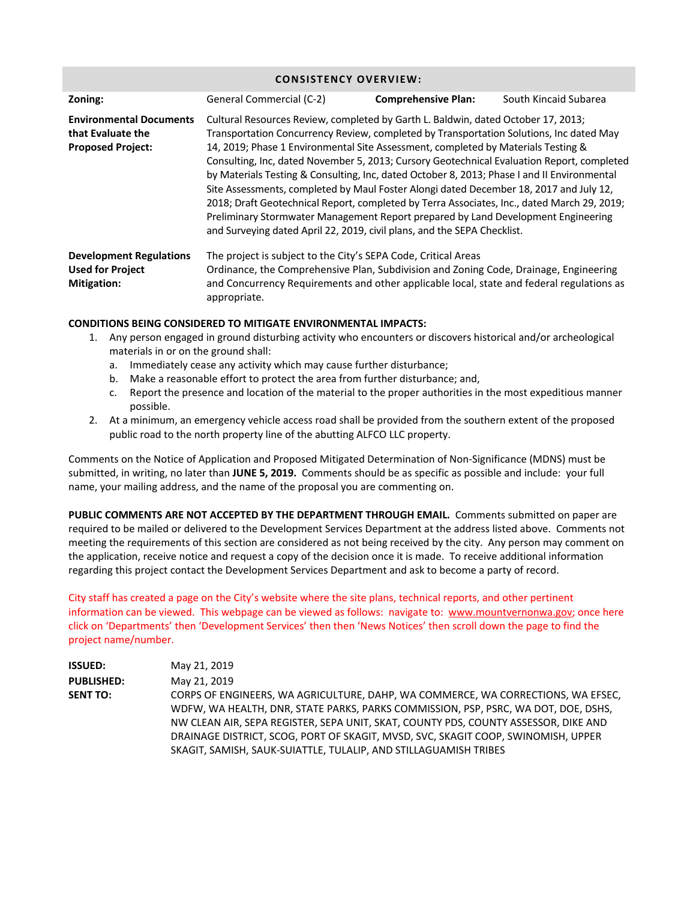## CONSISTENCY OVERVIEW:

| | | | |
|---|---|---|---|
| **Zoning:** | General Commercial (C-2) | **Comprehensive Plan:** | South Kincaid Subarea |

**Environmental Documents that Evaluate the Proposed Project:** Cultural Resources Review, completed by Garth L. Baldwin, dated October 17, 2013; Transportation Concurrency Review, completed by Transportation Solutions, Inc dated May 14, 2019; Phase 1 Environmental Site Assessment, completed by Materials Testing & Consulting, Inc, dated November 5, 2013; Cursory Geotechnical Evaluation Report, completed by Materials Testing & Consulting, Inc, dated October 8, 2013; Phase I and II Environmental Site Assessments, completed by Maul Foster Alongi dated December 18, 2017 and July 12, 2018; Draft Geotechnical Report, completed by Terra Associates, Inc., dated March 29, 2019; Preliminary Stormwater Management Report prepared by Land Development Engineering and Surveying dated April 22, 2019, civil plans, and the SEPA Checklist.

**Development Regulations Used for Project Mitigation:** The project is subject to the City's SEPA Code, Critical Areas Ordinance, the Comprehensive Plan, Subdivision and Zoning Code, Drainage, Engineering and Concurrency Requirements and other applicable local, state and federal regulations as appropriate.

**CONDITIONS BEING CONSIDERED TO MITIGATE ENVIRONMENTAL IMPACTS:**

1. Any person engaged in ground disturbing activity who encounters or discovers historical and/or archeological materials in or on the ground shall:
   a. Immediately cease any activity which may cause further disturbance;
   b. Make a reasonable effort to protect the area from further disturbance; and,
   c. Report the presence and location of the material to the proper authorities in the most expeditious manner possible.
2. At a minimum, an emergency vehicle access road shall be provided from the southern extent of the proposed public road to the north property line of the abutting ALFCO LLC property.

Comments on the Notice of Application and Proposed Mitigated Determination of Non-Significance (MDNS) must be submitted, in writing, no later than **JUNE 5, 2019.** Comments should be as specific as possible and include: your full name, your mailing address, and the name of the proposal you are commenting on.

**PUBLIC COMMENTS ARE NOT ACCEPTED BY THE DEPARTMENT THROUGH EMAIL.** Comments submitted on paper are required to be mailed or delivered to the Development Services Department at the address listed above. Comments not meeting the requirements of this section are considered as not being received by the city. Any person may comment on the application, receive notice and request a copy of the decision once it is made. To receive additional information regarding this project contact the Development Services Department and ask to become a party of record.

City staff has created a page on the City's website where the site plans, technical reports, and other pertinent information can be viewed. This webpage can be viewed as follows: navigate to: www.mountvernonwa.gov; once here click on 'Departments' then 'Development Services' then then 'News Notices' then scroll down the page to find the project name/number.

**ISSUED:** May 21, 2019

**PUBLISHED:** May 21, 2019

**SENT TO:** CORPS OF ENGINEERS, WA AGRICULTURE, DAHP, WA COMMERCE, WA CORRECTIONS, WA EFSEC, WDFW, WA HEALTH, DNR, STATE PARKS, PARKS COMMISSION, PSP, PSRC, WA DOT, DOE, DSHS, NW CLEAN AIR, SEPA REGISTER, SEPA UNIT, SKAT, COUNTY PDS, COUNTY ASSESSOR, DIKE AND DRAINAGE DISTRICT, SCOG, PORT OF SKAGIT, MVSD, SVC, SKAGIT COOP, SWINOMISH, UPPER SKAGIT, SAMISH, SAUK-SUIATTLE, TULALIP, AND STILLAGUAMISH TRIBES